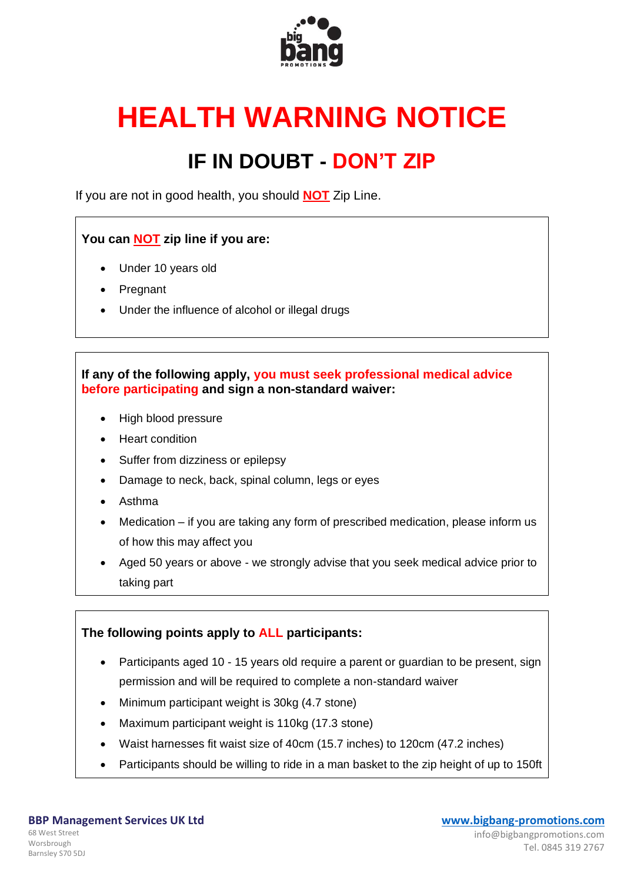# HEALTH WARNING NOTICE

## IF IN DOUBT - DON'T ZIP

If you are not in good health, you should **NOT** Zip Line.

**You can NOT zip line if you are:**

- Under 10 years old
- Pregnant
- Under the influence of alcohol or illegal drugs

**If any of the following apply, you must seek professional medical advice before participating and sign a non-standard waiver:**

- High blood pressure
- Heart condition
- Suffer from dizziness or epilepsy
- Damage to neck, back, spinal column, legs or eyes
- Asthma
- Medication – if you are taking any form of prescribed medication, please inform us of how this may affect you
- Aged 50 years or above - we strongly advise that you seek medical advice prior to taking part

**The following points apply to ALL participants:**

- Participants aged 10 - 15 years old require a parent or guardian to be present, sign permission and will be required to complete a non-standard waiver
- Minimum participant weight is 30kg (4.7 stone)
- Maximum participant weight is 110kg (17.3 stone)
- Waist harnesses fit waist size of 40cm (15.7 inches) to 120cm (47.2 inches)
- Participants should be willing to ride in a man basket to the zip height of up to 150ft

**BBP Management Services UK Ltd**
68 West Street
Worsbrough
Barnsley S70 5DJ

www.bigbang-promotions.com
info@bigbangpromotions.com
Tel. 0845 319 2767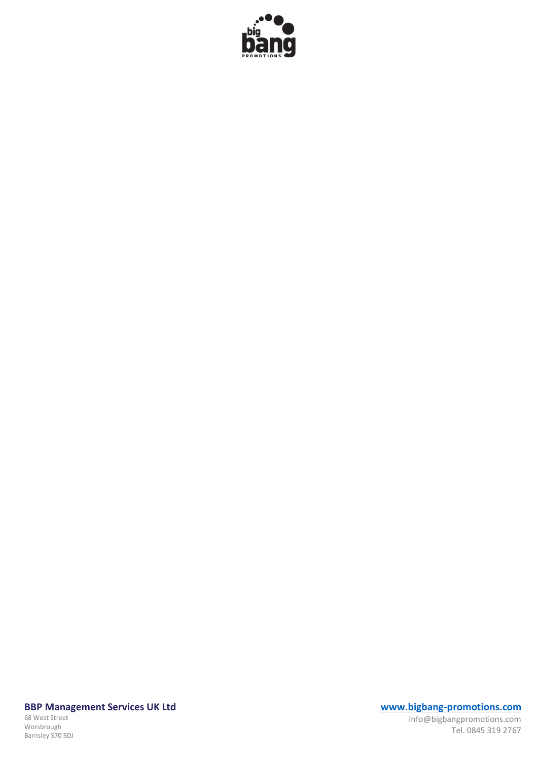**BBP Management Services UK Ltd**
68 West Street
Worsbrough
Barnsley S70 5DJ

**www.bigbang-promotions.com**
info@bigbangpromotions.com
Tel. 0845 319 2767